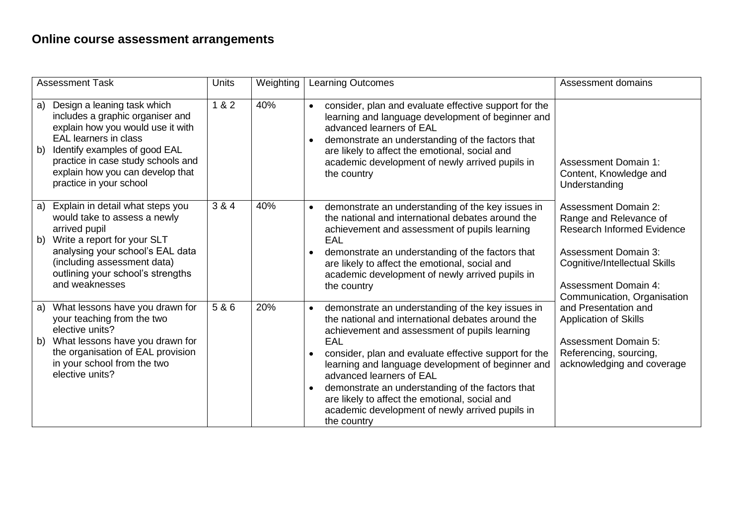# Online course assessment arrangements

| Assessment Task | Units | Weighting | Learning Outcomes | Assessment domains |
|---|---|---|---|---|
| a) Design a leaning task which includes a graphic organiser and explain how you would use it with EAL learners in class<br>b) Identify examples of good EAL practice in case study schools and explain how you can develop that practice in your school | 1 & 2 | 40% | • consider, plan and evaluate effective support for the learning and language development of beginner and advanced learners of EAL<br>• demonstrate an understanding of the factors that are likely to affect the emotional, social and academic development of newly arrived pupils in the country | Assessment Domain 1: Content, Knowledge and Understanding<br><br>Assessment Domain 2: Range and Relevance of Research Informed Evidence<br><br>Assessment Domain 3: Cognitive/Intellectual Skills<br><br>Assessment Domain 4: Communication, Organisation and Presentation and Application of Skills<br><br>Assessment Domain 5: Referencing, sourcing, acknowledging and coverage |
| a) Explain in detail what steps you would take to assess a newly arrived pupil<br>b) Write a report for your SLT analysing your school's EAL data (including assessment data) outlining your school's strengths and weaknesses | 3 & 4 | 40% | • demonstrate an understanding of the key issues in the national and international debates around the achievement and assessment of pupils learning EAL<br>• demonstrate an understanding of the factors that are likely to affect the emotional, social and academic development of newly arrived pupils in the country | |
| a) What lessons have you drawn for your teaching from the two elective units?<br>b) What lessons have you drawn for the organisation of EAL provision in your school from the two elective units? | 5 & 6 | 20% | • demonstrate an understanding of the key issues in the national and international debates around the achievement and assessment of pupils learning EAL<br>• consider, plan and evaluate effective support for the learning and language development of beginner and advanced learners of EAL<br>• demonstrate an understanding of the factors that are likely to affect the emotional, social and academic development of newly arrived pupils in the country | |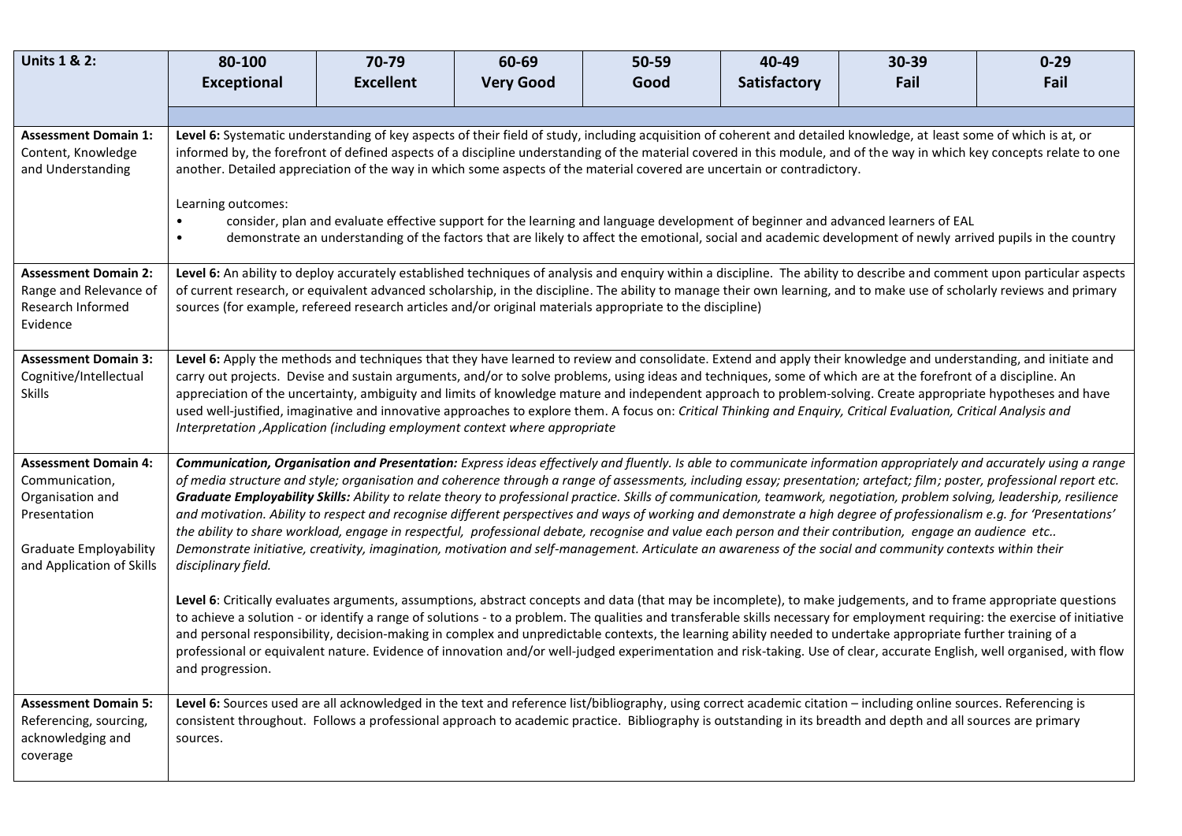| Units 1 & 2: | 80-100 Exceptional | 70-79 Excellent | 60-69 Very Good | 50-59 Good | 40-49 Satisfactory | 30-39 Fail | 0-29 Fail |
|---|---|---|---|---|---|---|---|
| | | | | | | | |
| **Assessment Domain 1:** Content, Knowledge and Understanding | **Level 6:** Systematic understanding of key aspects of their field of study, including acquisition of coherent and detailed knowledge, at least some of which is at, or informed by, the forefront of defined aspects of a discipline understanding of the material covered in this module, and of the way in which key concepts relate to one another. Detailed appreciation of the way in which some aspects of the material covered are uncertain or contradictory.<br><br>Learning outcomes:<br>• consider, plan and evaluate effective support for the learning and language development of beginner and advanced learners of EAL<br>• demonstrate an understanding of the factors that are likely to affect the emotional, social and academic development of newly arrived pupils in the country | | | | | | |
| **Assessment Domain 2:** Range and Relevance of Research Informed Evidence | **Level 6:** An ability to deploy accurately established techniques of analysis and enquiry within a discipline. The ability to describe and comment upon particular aspects of current research, or equivalent advanced scholarship, in the discipline. The ability to manage their own learning, and to make use of scholarly reviews and primary sources (for example, refereed research articles and/or original materials appropriate to the discipline) | | | | | | |
| **Assessment Domain 3:** Cognitive/Intellectual Skills | **Level 6:** Apply the methods and techniques that they have learned to review and consolidate. Extend and apply their knowledge and understanding, and initiate and carry out projects. Devise and sustain arguments, and/or to solve problems, using ideas and techniques, some of which are at the forefront of a discipline. An appreciation of the uncertainty, ambiguity and limits of knowledge mature and independent approach to problem-solving. Create appropriate hypotheses and have used well-justified, imaginative and innovative approaches to explore them. A focus on: *Critical Thinking and Enquiry, Critical Evaluation, Critical Analysis and Interpretation ,Application (including employment context where appropriate* | | | | | | |
| **Assessment Domain 4:** Communication, Organisation and Presentation<br><br>Graduate Employability and Application of Skills | ***Communication, Organisation and Presentation:*** *Express ideas effectively and fluently. Is able to communicate information appropriately and accurately using a range of media structure and style; organisation and coherence through a range of assessments, including essay; presentation; artefact; film; poster, professional report etc.* ***Graduate Employability Skills:*** *Ability to relate theory to professional practice. Skills of communication, teamwork, negotiation, problem solving, leadership, resilience and motivation. Ability to respect and recognise different perspectives and ways of working and demonstrate a high degree of professionalism e.g. for 'Presentations' the ability to share workload, engage in respectful, professional debate, recognise and value each person and their contribution, engage an audience etc.. Demonstrate initiative, creativity, imagination, motivation and self-management. Articulate an awareness of the social and community contexts within their disciplinary field.*<br><br>**Level 6**: Critically evaluates arguments, assumptions, abstract concepts and data (that may be incomplete), to make judgements, and to frame appropriate questions to achieve a solution - or identify a range of solutions - to a problem. The qualities and transferable skills necessary for employment requiring: the exercise of initiative and personal responsibility, decision-making in complex and unpredictable contexts, the learning ability needed to undertake appropriate further training of a professional or equivalent nature. Evidence of innovation and/or well-judged experimentation and risk-taking. Use of clear, accurate English, well organised, with flow and progression. | | | | | | |
| **Assessment Domain 5:** Referencing, sourcing, acknowledging and coverage | **Level 6:** Sources used are all acknowledged in the text and reference list/bibliography, using correct academic citation – including online sources. Referencing is consistent throughout. Follows a professional approach to academic practice. Bibliography is outstanding in its breadth and depth and all sources are primary sources. | | | | | | |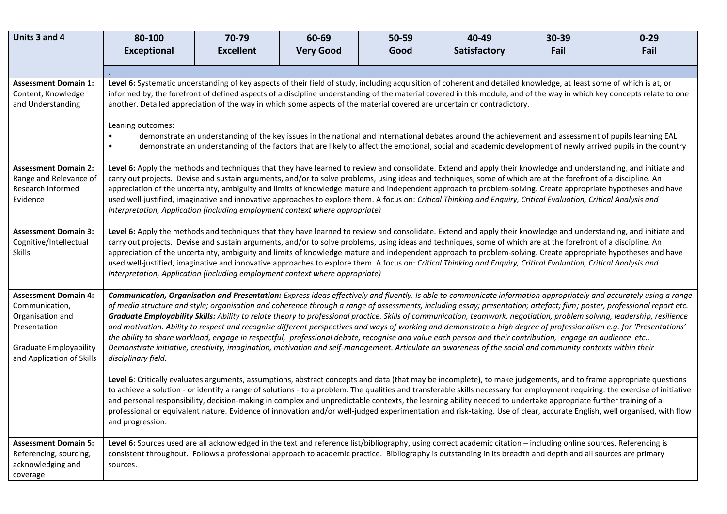| Units 3 and 4 | 80-100 Exceptional | 70-79 Excellent | 60-69 Very Good | 50-59 Good | 40-49 Satisfactory | 30-39 Fail | 0-29 Fail |
|---|---|---|---|---|---|---|---|
| | . | | | | | | |
| **Assessment Domain 1:** Content, Knowledge and Understanding | **Level 6:** Systematic understanding of key aspects of their field of study, including acquisition of coherent and detailed knowledge, at least some of which is at, or informed by, the forefront of defined aspects of a discipline understanding of the material covered in this module, and of the way in which key concepts relate to one another. Detailed appreciation of the way in which some aspects of the material covered are uncertain or contradictory.<br><br>Leaning outcomes:<br>• demonstrate an understanding of the key issues in the national and international debates around the achievement and assessment of pupils learning EAL<br>• demonstrate an understanding of the factors that are likely to affect the emotional, social and academic development of newly arrived pupils in the country | | | | | | |
| **Assessment Domain 2:** Range and Relevance of Research Informed Evidence | **Level 6:** Apply the methods and techniques that they have learned to review and consolidate. Extend and apply their knowledge and understanding, and initiate and carry out projects. Devise and sustain arguments, and/or to solve problems, using ideas and techniques, some of which are at the forefront of a discipline. An appreciation of the uncertainty, ambiguity and limits of knowledge mature and independent approach to problem-solving. Create appropriate hypotheses and have used well-justified, imaginative and innovative approaches to explore them. A focus on: *Critical Thinking and Enquiry, Critical Evaluation, Critical Analysis and Interpretation, Application (including employment context where appropriate)* | | | | | | |
| **Assessment Domain 3:** Cognitive/Intellectual Skills | **Level 6:** Apply the methods and techniques that they have learned to review and consolidate. Extend and apply their knowledge and understanding, and initiate and carry out projects. Devise and sustain arguments, and/or to solve problems, using ideas and techniques, some of which are at the forefront of a discipline. An appreciation of the uncertainty, ambiguity and limits of knowledge mature and independent approach to problem-solving. Create appropriate hypotheses and have used well-justified, imaginative and innovative approaches to explore them. A focus on: *Critical Thinking and Enquiry, Critical Evaluation, Critical Analysis and Interpretation, Application (including employment context where appropriate)* | | | | | | |
| **Assessment Domain 4:** Communication, Organisation and Presentation<br><br>Graduate Employability and Application of Skills | ***Communication, Organisation and Presentation:*** *Express ideas effectively and fluently. Is able to communicate information appropriately and accurately using a range of media structure and style; organisation and coherence through a range of assessments, including essay; presentation; artefact; film; poster, professional report etc.* ***Graduate Employability Skills:*** *Ability to relate theory to professional practice. Skills of communication, teamwork, negotiation, problem solving, leadership, resilience and motivation. Ability to respect and recognise different perspectives and ways of working and demonstrate a high degree of professionalism e.g. for 'Presentations' the ability to share workload, engage in respectful, professional debate, recognise and value each person and their contribution, engage an audience etc.. Demonstrate initiative, creativity, imagination, motivation and self-management. Articulate an awareness of the social and community contexts within their disciplinary field.*<br><br>**Level 6**: Critically evaluates arguments, assumptions, abstract concepts and data (that may be incomplete), to make judgements, and to frame appropriate questions to achieve a solution - or identify a range of solutions - to a problem. The qualities and transferable skills necessary for employment requiring: the exercise of initiative and personal responsibility, decision-making in complex and unpredictable contexts, the learning ability needed to undertake appropriate further training of a professional or equivalent nature. Evidence of innovation and/or well-judged experimentation and risk-taking. Use of clear, accurate English, well organised, with flow and progression. | | | | | | |
| **Assessment Domain 5:** Referencing, sourcing, acknowledging and coverage | **Level 6:** Sources used are all acknowledged in the text and reference list/bibliography, using correct academic citation – including online sources. Referencing is consistent throughout. Follows a professional approach to academic practice. Bibliography is outstanding in its breadth and depth and all sources are primary sources. | | | | | | |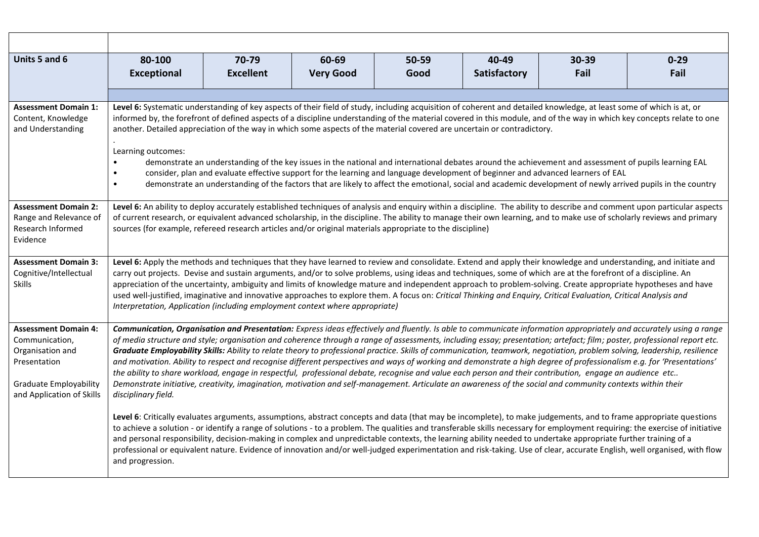| | | | | | | | |
|---|---|---|---|---|---|---|---|
| **Units 5 and 6** | **80-100 Exceptional** | **70-79 Excellent** | **60-69 Very Good** | **50-59 Good** | **40-49 Satisfactory** | **30-39 Fail** | **0-29 Fail** |
| | | | | | | | |
| **Assessment Domain 1:** Content, Knowledge and Understanding | **Level 6:** Systematic understanding of key aspects of their field of study, including acquisition of coherent and detailed knowledge, at least some of which is at, or informed by, the forefront of defined aspects of a discipline understanding of the material covered in this module, and of the way in which key concepts relate to one another. Detailed appreciation of the way in which some aspects of the material covered are uncertain or contradictory.<br>.<br>Learning outcomes:<br>• demonstrate an understanding of the key issues in the national and international debates around the achievement and assessment of pupils learning EAL<br>• consider, plan and evaluate effective support for the learning and language development of beginner and advanced learners of EAL<br>• demonstrate an understanding of the factors that are likely to affect the emotional, social and academic development of newly arrived pupils in the country | | | | | | |
| **Assessment Domain 2:** Range and Relevance of Research Informed Evidence | **Level 6:** An ability to deploy accurately established techniques of analysis and enquiry within a discipline. The ability to describe and comment upon particular aspects of current research, or equivalent advanced scholarship, in the discipline. The ability to manage their own learning, and to make use of scholarly reviews and primary sources (for example, refereed research articles and/or original materials appropriate to the discipline) | | | | | | |
| **Assessment Domain 3:** Cognitive/Intellectual Skills | **Level 6:** Apply the methods and techniques that they have learned to review and consolidate. Extend and apply their knowledge and understanding, and initiate and carry out projects. Devise and sustain arguments, and/or to solve problems, using ideas and techniques, some of which are at the forefront of a discipline. An appreciation of the uncertainty, ambiguity and limits of knowledge mature and independent approach to problem-solving. Create appropriate hypotheses and have used well-justified, imaginative and innovative approaches to explore them. A focus on: *Critical Thinking and Enquiry, Critical Evaluation, Critical Analysis and Interpretation, Application (including employment context where appropriate)* | | | | | | |
| **Assessment Domain 4:** Communication, Organisation and Presentation<br><br>Graduate Employability and Application of Skills | ***Communication, Organisation and Presentation:*** *Express ideas effectively and fluently. Is able to communicate information appropriately and accurately using a range of media structure and style; organisation and coherence through a range of assessments, including essay; presentation; artefact; film; poster, professional report etc.* ***Graduate Employability Skills:*** *Ability to relate theory to professional practice. Skills of communication, teamwork, negotiation, problem solving, leadership, resilience and motivation. Ability to respect and recognise different perspectives and ways of working and demonstrate a high degree of professionalism e.g. for 'Presentations' the ability to share workload, engage in respectful, professional debate, recognise and value each person and their contribution, engage an audience etc.. Demonstrate initiative, creativity, imagination, motivation and self-management. Articulate an awareness of the social and community contexts within their disciplinary field.*<br><br>**Level 6**: Critically evaluates arguments, assumptions, abstract concepts and data (that may be incomplete), to make judgements, and to frame appropriate questions to achieve a solution - or identify a range of solutions - to a problem. The qualities and transferable skills necessary for employment requiring: the exercise of initiative and personal responsibility, decision-making in complex and unpredictable contexts, the learning ability needed to undertake appropriate further training of a professional or equivalent nature. Evidence of innovation and/or well-judged experimentation and risk-taking. Use of clear, accurate English, well organised, with flow and progression. | | | | | | |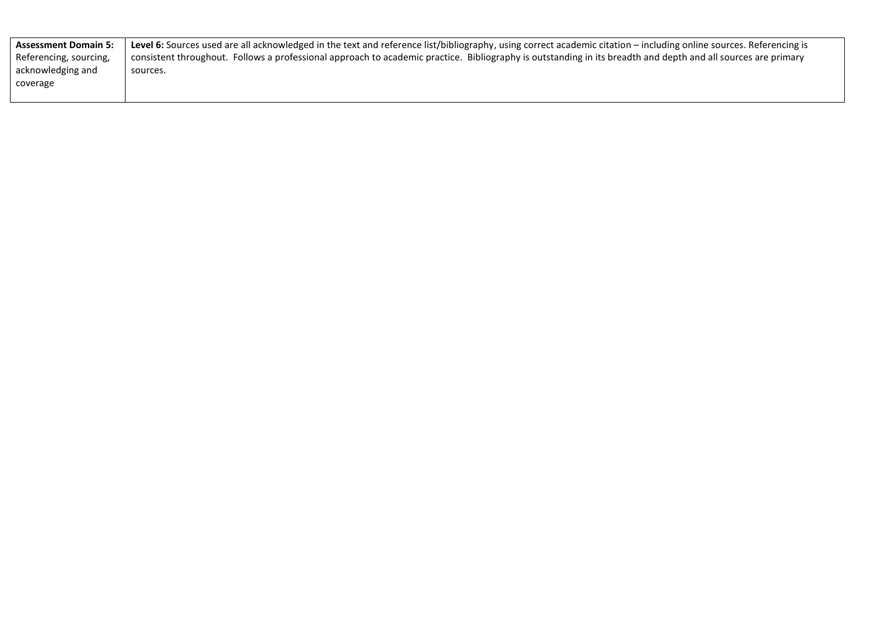| | |
|---|---|
| **Assessment Domain 5:** Referencing, sourcing, acknowledging and coverage | **Level 6:** Sources used are all acknowledged in the text and reference list/bibliography, using correct academic citation – including online sources. Referencing is consistent throughout. Follows a professional approach to academic practice. Bibliography is outstanding in its breadth and depth and all sources are primary sources. |